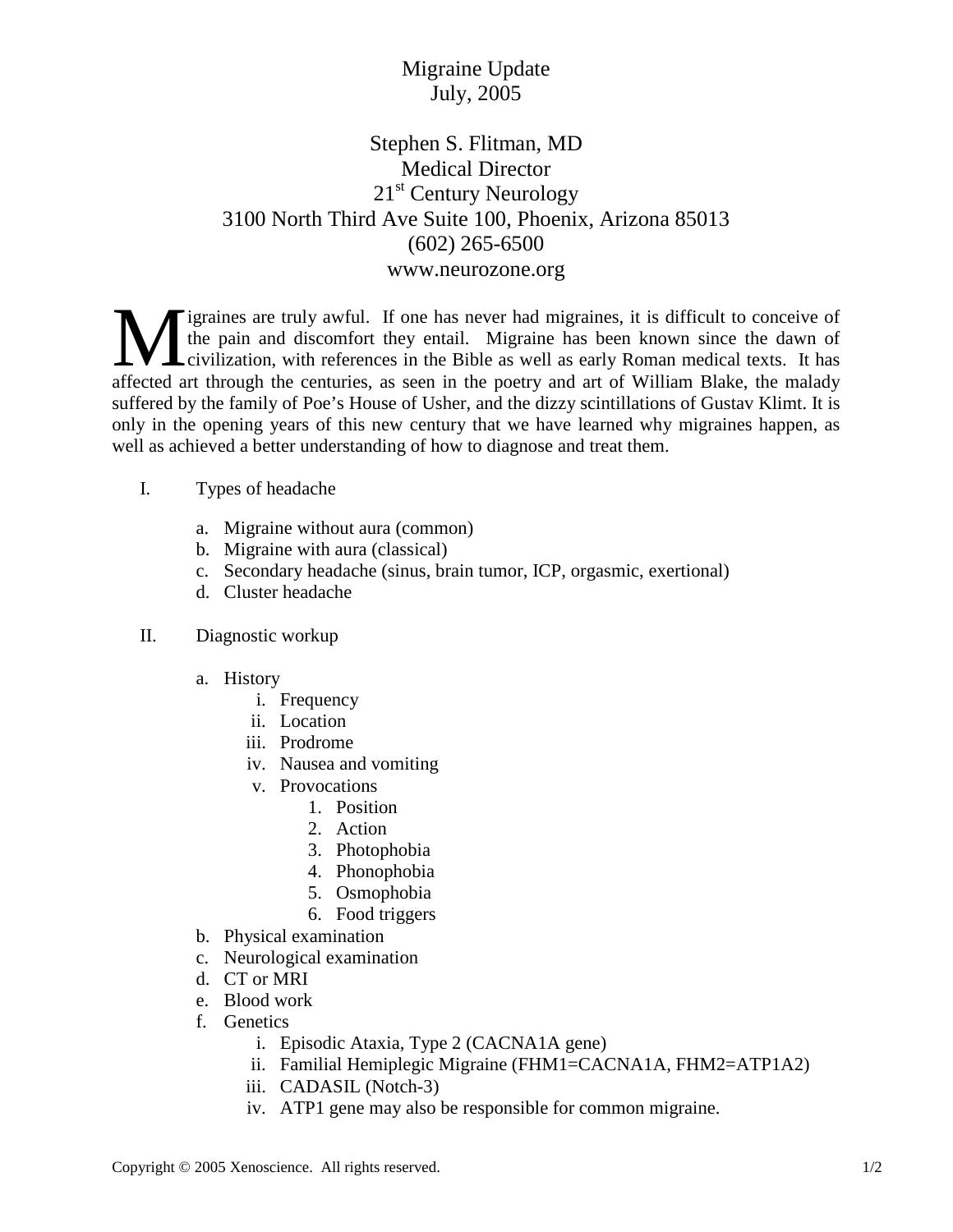# Migraine Update

July, 2005

Stephen S. Flitman, MD
Medical Director
21st Century Neurology
3100 North Third Ave Suite 100, Phoenix, Arizona 85013
(602) 265-6500
www.neurozone.org

Migraines are truly awful. If one has never had migraines, it is difficult to conceive of the pain and discomfort they entail. Migraine has been known since the dawn of civilization, with references in the Bible as well as early Roman medical texts. It has affected art through the centuries, as seen in the poetry and art of William Blake, the malady suffered by the family of Poe's House of Usher, and the dizzy scintillations of Gustav Klimt. It is only in the opening years of this new century that we have learned why migraines happen, as well as achieved a better understanding of how to diagnose and treat them.

I. Types of headache

   a. Migraine without aura (common)
   b. Migraine with aura (classical)
   c. Secondary headache (sinus, brain tumor, ICP, orgasmic, exertional)
   d. Cluster headache

II. Diagnostic workup

   a. History
      i. Frequency
      ii. Location
      iii. Prodrome
      iv. Nausea and vomiting
      v. Provocations
         1. Position
         2. Action
         3. Photophobia
         4. Phonophobia
         5. Osmophobia
         6. Food triggers
   b. Physical examination
   c. Neurological examination
   d. CT or MRI
   e. Blood work
   f. Genetics
      i. Episodic Ataxia, Type 2 (CACNA1A gene)
      ii. Familial Hemiplegic Migraine (FHM1=CACNA1A, FHM2=ATP1A2)
      iii. CADASIL (Notch-3)
      iv. ATP1 gene may also be responsible for common migraine.

Copyright © 2005 Xenoscience. All rights reserved.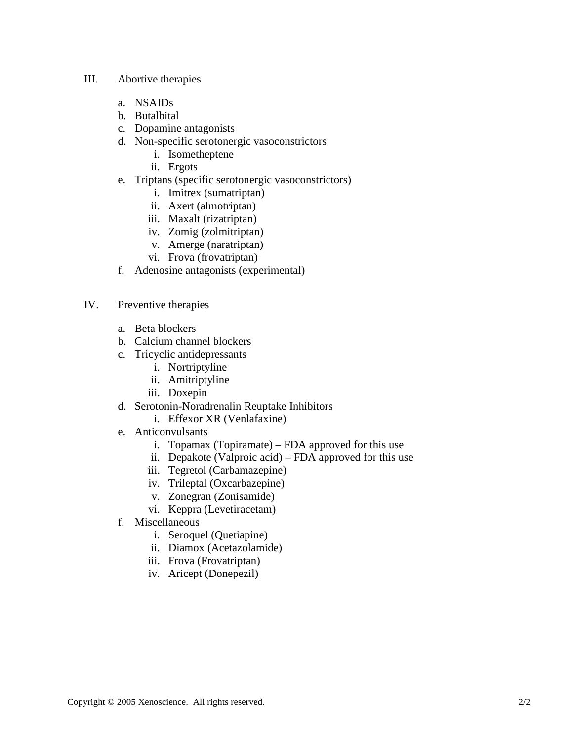III. Abortive therapies

  a. NSAIDs
  b. Butalbital
  c. Dopamine antagonists
  d. Non-specific serotonergic vasoconstrictors
     i. Isometheptene
     ii. Ergots
  e. Triptans (specific serotonergic vasoconstrictors)
     i. Imitrex (sumatriptan)
     ii. Axert (almotriptan)
     iii. Maxalt (rizatriptan)
     iv. Zomig (zolmitriptan)
     v. Amerge (naratriptan)
     vi. Frova (frovatriptan)
  f. Adenosine antagonists (experimental)

IV. Preventive therapies

  a. Beta blockers
  b. Calcium channel blockers
  c. Tricyclic antidepressants
     i. Nortriptyline
     ii. Amitriptyline
     iii. Doxepin
  d. Serotonin-Noradrenalin Reuptake Inhibitors
     i. Effexor XR (Venlafaxine)
  e. Anticonvulsants
     i. Topamax (Topiramate) – FDA approved for this use
     ii. Depakote (Valproic acid) – FDA approved for this use
     iii. Tegretol (Carbamazepine)
     iv. Trileptal (Oxcarbazepine)
     v. Zonegran (Zonisamide)
     vi. Keppra (Levetiracetam)
  f. Miscellaneous
     i. Seroquel (Quetiapine)
     ii. Diamox (Acetazolamide)
     iii. Frova (Frovatriptan)
     iv. Aricept (Donepezil)

Copyright © 2005 Xenoscience. All rights reserved.